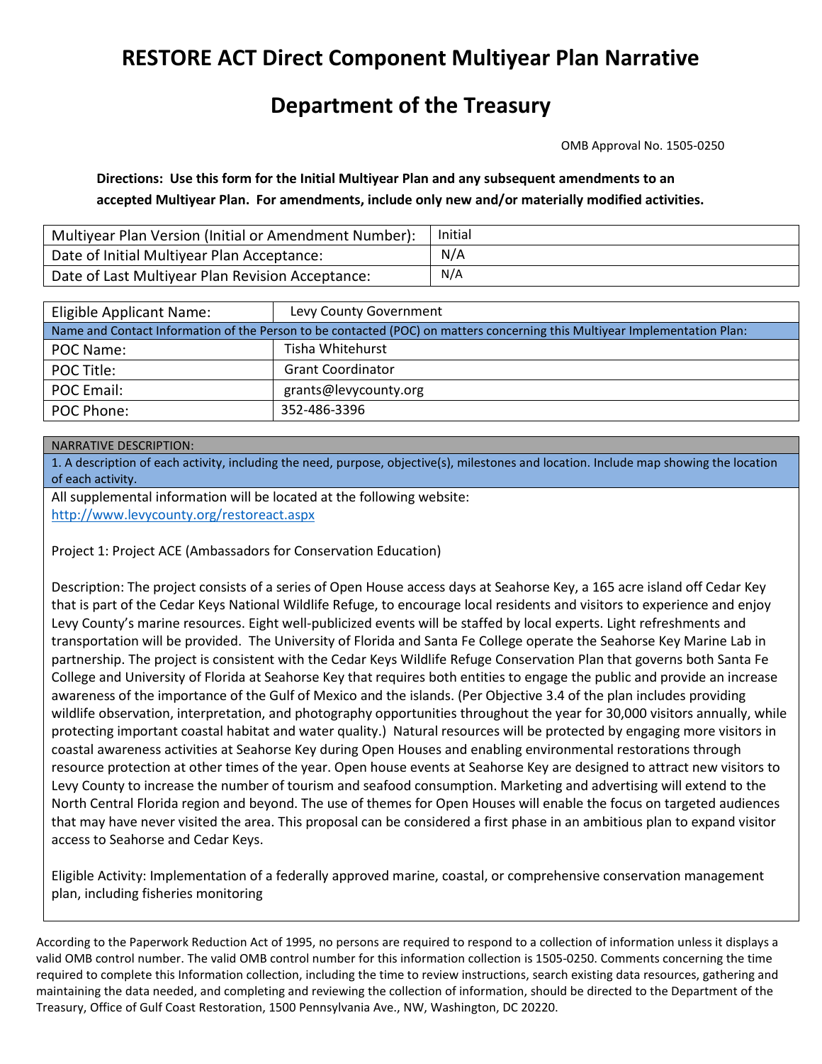# RESTORE ACT Direct Component Multiyear Plan Narrative

# Department of the Treasury

OMB Approval No. 1505-0250

**Directions: Use this form for the Initial Multiyear Plan and any subsequent amendments to an accepted Multiyear Plan. For amendments, include only new and/or materially modified activities.**

| Multiyear Plan Version (Initial or Amendment Number): | Initial |
|---|---|
| Date of Initial Multiyear Plan Acceptance: | N/A |
| Date of Last Multiyear Plan Revision Acceptance: | N/A |

| Eligible Applicant Name: | Levy County Government |
|---|---|
| Name and Contact Information of the Person to be contacted (POC) on matters concerning this Multiyear Implementation Plan: | |
| POC Name: | Tisha Whitehurst |
| POC Title: | Grant Coordinator |
| POC Email: | grants@levycounty.org |
| POC Phone: | 352-486-3396 |

NARRATIVE DESCRIPTION:

1. A description of each activity, including the need, purpose, objective(s), milestones and location. Include map showing the location of each activity.

All supplemental information will be located at the following website:
http://www.levycounty.org/restoreact.aspx

Project 1: Project ACE (Ambassadors for Conservation Education)

Description: The project consists of a series of Open House access days at Seahorse Key, a 165 acre island off Cedar Key that is part of the Cedar Keys National Wildlife Refuge, to encourage local residents and visitors to experience and enjoy Levy County's marine resources. Eight well-publicized events will be staffed by local experts. Light refreshments and transportation will be provided. The University of Florida and Santa Fe College operate the Seahorse Key Marine Lab in partnership. The project is consistent with the Cedar Keys Wildlife Refuge Conservation Plan that governs both Santa Fe College and University of Florida at Seahorse Key that requires both entities to engage the public and provide an increase awareness of the importance of the Gulf of Mexico and the islands. (Per Objective 3.4 of the plan includes providing wildlife observation, interpretation, and photography opportunities throughout the year for 30,000 visitors annually, while protecting important coastal habitat and water quality.) Natural resources will be protected by engaging more visitors in coastal awareness activities at Seahorse Key during Open Houses and enabling environmental restorations through resource protection at other times of the year. Open house events at Seahorse Key are designed to attract new visitors to Levy County to increase the number of tourism and seafood consumption. Marketing and advertising will extend to the North Central Florida region and beyond. The use of themes for Open Houses will enable the focus on targeted audiences that may have never visited the area. This proposal can be considered a first phase in an ambitious plan to expand visitor access to Seahorse and Cedar Keys.

Eligible Activity: Implementation of a federally approved marine, coastal, or comprehensive conservation management plan, including fisheries monitoring

According to the Paperwork Reduction Act of 1995, no persons are required to respond to a collection of information unless it displays a valid OMB control number. The valid OMB control number for this information collection is 1505-0250. Comments concerning the time required to complete this Information collection, including the time to review instructions, search existing data resources, gathering and maintaining the data needed, and completing and reviewing the collection of information, should be directed to the Department of the Treasury, Office of Gulf Coast Restoration, 1500 Pennsylvania Ave., NW, Washington, DC 20220.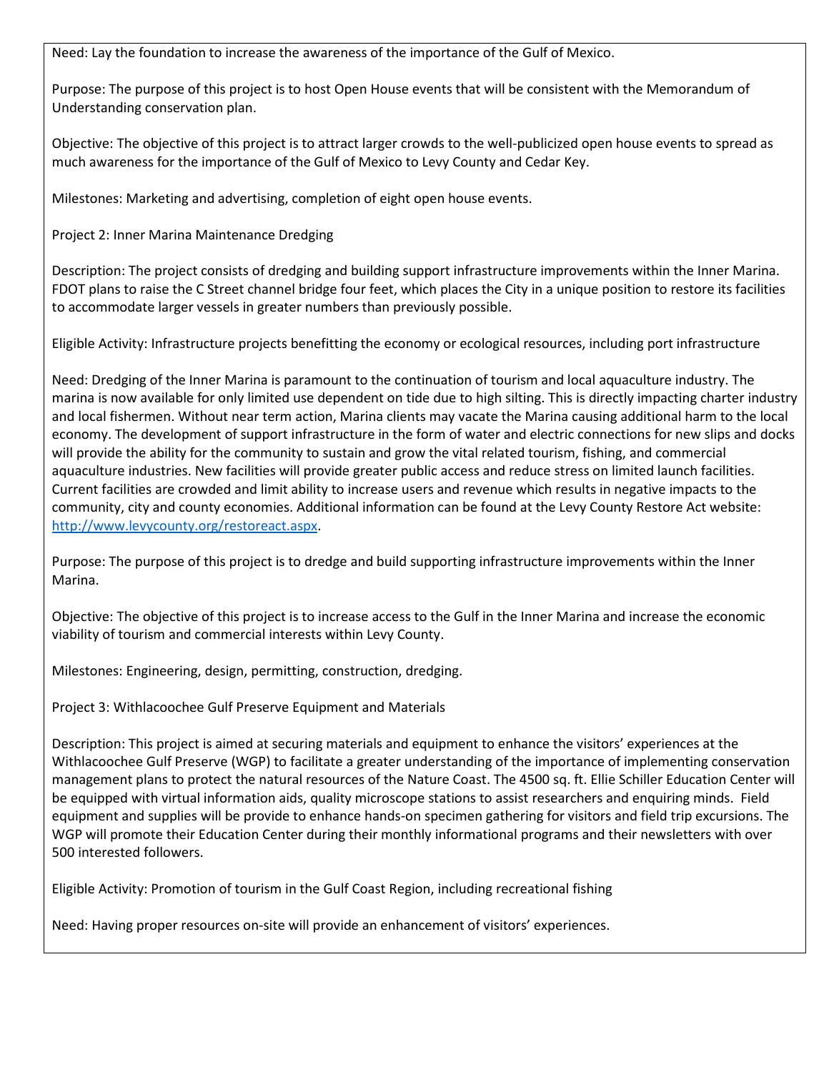Need: Lay the foundation to increase the awareness of the importance of the Gulf of Mexico.

Purpose: The purpose of this project is to host Open House events that will be consistent with the Memorandum of Understanding conservation plan.

Objective: The objective of this project is to attract larger crowds to the well-publicized open house events to spread as much awareness for the importance of the Gulf of Mexico to Levy County and Cedar Key.

Milestones: Marketing and advertising, completion of eight open house events.

Project 2: Inner Marina Maintenance Dredging

Description: The project consists of dredging and building support infrastructure improvements within the Inner Marina. FDOT plans to raise the C Street channel bridge four feet, which places the City in a unique position to restore its facilities to accommodate larger vessels in greater numbers than previously possible.

Eligible Activity: Infrastructure projects benefitting the economy or ecological resources, including port infrastructure

Need: Dredging of the Inner Marina is paramount to the continuation of tourism and local aquaculture industry. The marina is now available for only limited use dependent on tide due to high silting. This is directly impacting charter industry and local fishermen. Without near term action, Marina clients may vacate the Marina causing additional harm to the local economy. The development of support infrastructure in the form of water and electric connections for new slips and docks will provide the ability for the community to sustain and grow the vital related tourism, fishing, and commercial aquaculture industries. New facilities will provide greater public access and reduce stress on limited launch facilities. Current facilities are crowded and limit ability to increase users and revenue which results in negative impacts to the community, city and county economies. Additional information can be found at the Levy County Restore Act website: [http://www.levycounty.org/restoreact.aspx](http://www.levycounty.org/restoreact.aspx).

Purpose: The purpose of this project is to dredge and build supporting infrastructure improvements within the Inner Marina.

Objective: The objective of this project is to increase access to the Gulf in the Inner Marina and increase the economic viability of tourism and commercial interests within Levy County.

Milestones: Engineering, design, permitting, construction, dredging.

Project 3: Withlacoochee Gulf Preserve Equipment and Materials

Description: This project is aimed at securing materials and equipment to enhance the visitors' experiences at the Withlacoochee Gulf Preserve (WGP) to facilitate a greater understanding of the importance of implementing conservation management plans to protect the natural resources of the Nature Coast. The 4500 sq. ft. Ellie Schiller Education Center will be equipped with virtual information aids, quality microscope stations to assist researchers and enquiring minds. Field equipment and supplies will be provide to enhance hands-on specimen gathering for visitors and field trip excursions. The WGP will promote their Education Center during their monthly informational programs and their newsletters with over 500 interested followers.

Eligible Activity: Promotion of tourism in the Gulf Coast Region, including recreational fishing

Need: Having proper resources on-site will provide an enhancement of visitors' experiences.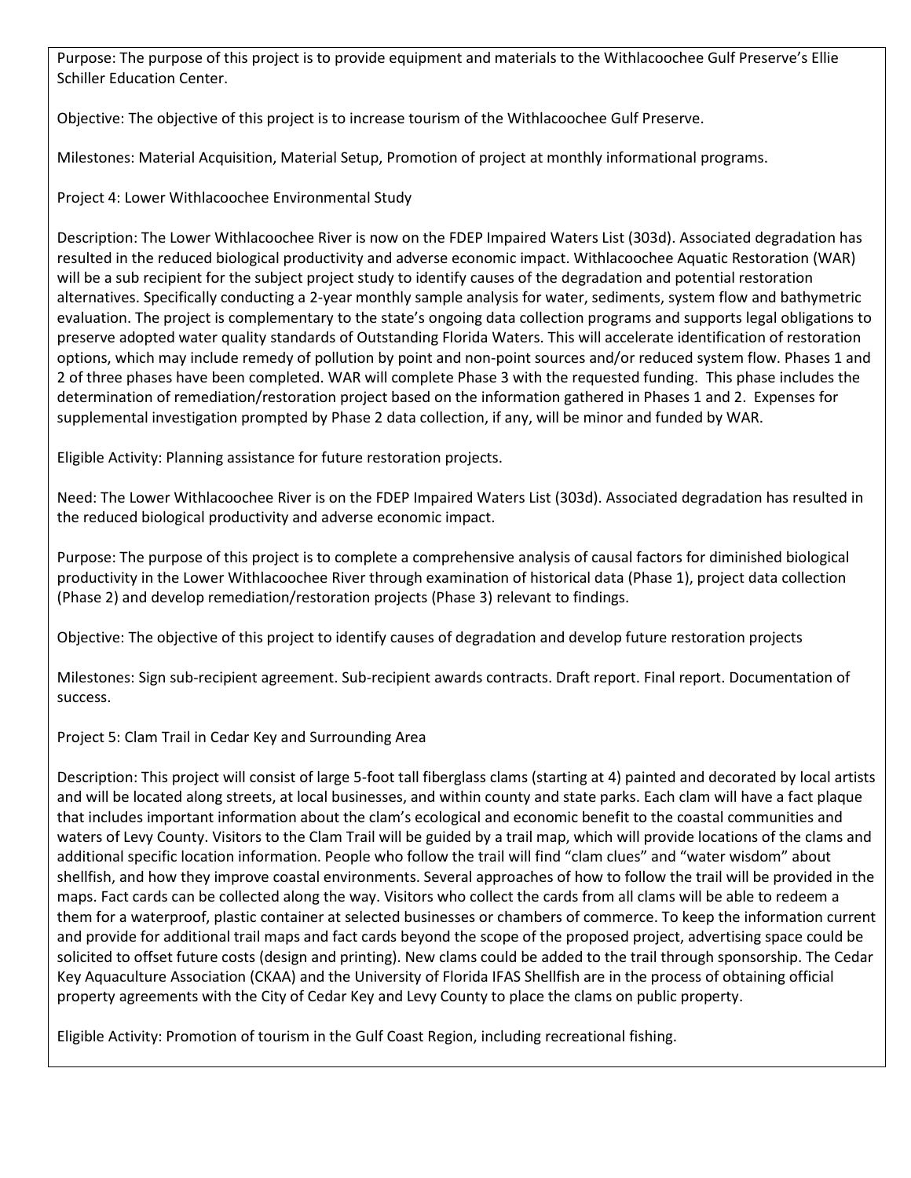Purpose: The purpose of this project is to provide equipment and materials to the Withlacoochee Gulf Preserve's Ellie Schiller Education Center.

Objective: The objective of this project is to increase tourism of the Withlacoochee Gulf Preserve.

Milestones: Material Acquisition, Material Setup, Promotion of project at monthly informational programs.

Project 4: Lower Withlacoochee Environmental Study

Description: The Lower Withlacoochee River is now on the FDEP Impaired Waters List (303d). Associated degradation has resulted in the reduced biological productivity and adverse economic impact. Withlacoochee Aquatic Restoration (WAR) will be a sub recipient for the subject project study to identify causes of the degradation and potential restoration alternatives. Specifically conducting a 2-year monthly sample analysis for water, sediments, system flow and bathymetric evaluation. The project is complementary to the state's ongoing data collection programs and supports legal obligations to preserve adopted water quality standards of Outstanding Florida Waters. This will accelerate identification of restoration options, which may include remedy of pollution by point and non-point sources and/or reduced system flow. Phases 1 and 2 of three phases have been completed. WAR will complete Phase 3 with the requested funding. This phase includes the determination of remediation/restoration project based on the information gathered in Phases 1 and 2. Expenses for supplemental investigation prompted by Phase 2 data collection, if any, will be minor and funded by WAR.

Eligible Activity: Planning assistance for future restoration projects.

Need: The Lower Withlacoochee River is on the FDEP Impaired Waters List (303d). Associated degradation has resulted in the reduced biological productivity and adverse economic impact.

Purpose: The purpose of this project is to complete a comprehensive analysis of causal factors for diminished biological productivity in the Lower Withlacoochee River through examination of historical data (Phase 1), project data collection (Phase 2) and develop remediation/restoration projects (Phase 3) relevant to findings.

Objective: The objective of this project to identify causes of degradation and develop future restoration projects

Milestones: Sign sub-recipient agreement. Sub-recipient awards contracts. Draft report. Final report. Documentation of success.

Project 5: Clam Trail in Cedar Key and Surrounding Area

Description: This project will consist of large 5-foot tall fiberglass clams (starting at 4) painted and decorated by local artists and will be located along streets, at local businesses, and within county and state parks. Each clam will have a fact plaque that includes important information about the clam's ecological and economic benefit to the coastal communities and waters of Levy County. Visitors to the Clam Trail will be guided by a trail map, which will provide locations of the clams and additional specific location information. People who follow the trail will find "clam clues" and "water wisdom" about shellfish, and how they improve coastal environments. Several approaches of how to follow the trail will be provided in the maps. Fact cards can be collected along the way. Visitors who collect the cards from all clams will be able to redeem a them for a waterproof, plastic container at selected businesses or chambers of commerce. To keep the information current and provide for additional trail maps and fact cards beyond the scope of the proposed project, advertising space could be solicited to offset future costs (design and printing). New clams could be added to the trail through sponsorship. The Cedar Key Aquaculture Association (CKAA) and the University of Florida IFAS Shellfish are in the process of obtaining official property agreements with the City of Cedar Key and Levy County to place the clams on public property.

Eligible Activity: Promotion of tourism in the Gulf Coast Region, including recreational fishing.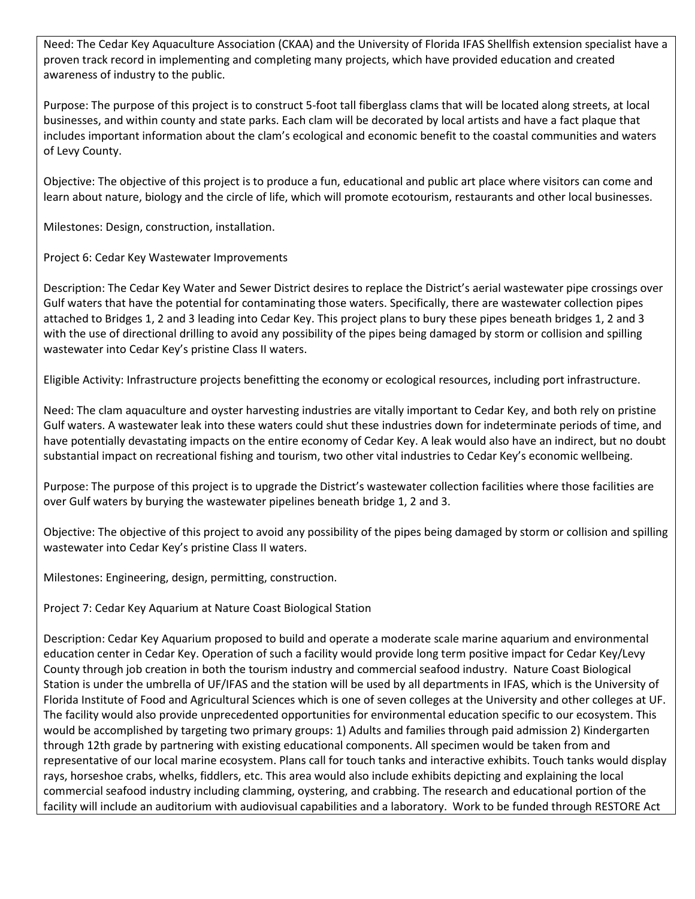Need: The Cedar Key Aquaculture Association (CKAA) and the University of Florida IFAS Shellfish extension specialist have a proven track record in implementing and completing many projects, which have provided education and created awareness of industry to the public.

Purpose: The purpose of this project is to construct 5-foot tall fiberglass clams that will be located along streets, at local businesses, and within county and state parks. Each clam will be decorated by local artists and have a fact plaque that includes important information about the clam's ecological and economic benefit to the coastal communities and waters of Levy County.

Objective: The objective of this project is to produce a fun, educational and public art place where visitors can come and learn about nature, biology and the circle of life, which will promote ecotourism, restaurants and other local businesses.

Milestones: Design, construction, installation.

Project 6: Cedar Key Wastewater Improvements

Description: The Cedar Key Water and Sewer District desires to replace the District's aerial wastewater pipe crossings over Gulf waters that have the potential for contaminating those waters. Specifically, there are wastewater collection pipes attached to Bridges 1, 2 and 3 leading into Cedar Key. This project plans to bury these pipes beneath bridges 1, 2 and 3 with the use of directional drilling to avoid any possibility of the pipes being damaged by storm or collision and spilling wastewater into Cedar Key's pristine Class II waters.

Eligible Activity: Infrastructure projects benefitting the economy or ecological resources, including port infrastructure.

Need: The clam aquaculture and oyster harvesting industries are vitally important to Cedar Key, and both rely on pristine Gulf waters. A wastewater leak into these waters could shut these industries down for indeterminate periods of time, and have potentially devastating impacts on the entire economy of Cedar Key. A leak would also have an indirect, but no doubt substantial impact on recreational fishing and tourism, two other vital industries to Cedar Key's economic wellbeing.

Purpose: The purpose of this project is to upgrade the District's wastewater collection facilities where those facilities are over Gulf waters by burying the wastewater pipelines beneath bridge 1, 2 and 3.

Objective: The objective of this project to avoid any possibility of the pipes being damaged by storm or collision and spilling wastewater into Cedar Key's pristine Class II waters.

Milestones: Engineering, design, permitting, construction.

Project 7: Cedar Key Aquarium at Nature Coast Biological Station

Description: Cedar Key Aquarium proposed to build and operate a moderate scale marine aquarium and environmental education center in Cedar Key. Operation of such a facility would provide long term positive impact for Cedar Key/Levy County through job creation in both the tourism industry and commercial seafood industry. Nature Coast Biological Station is under the umbrella of UF/IFAS and the station will be used by all departments in IFAS, which is the University of Florida Institute of Food and Agricultural Sciences which is one of seven colleges at the University and other colleges at UF. The facility would also provide unprecedented opportunities for environmental education specific to our ecosystem. This would be accomplished by targeting two primary groups: 1) Adults and families through paid admission 2) Kindergarten through 12th grade by partnering with existing educational components. All specimen would be taken from and representative of our local marine ecosystem. Plans call for touch tanks and interactive exhibits. Touch tanks would display rays, horseshoe crabs, whelks, fiddlers, etc. This area would also include exhibits depicting and explaining the local commercial seafood industry including clamming, oystering, and crabbing. The research and educational portion of the facility will include an auditorium with audiovisual capabilities and a laboratory. Work to be funded through RESTORE Act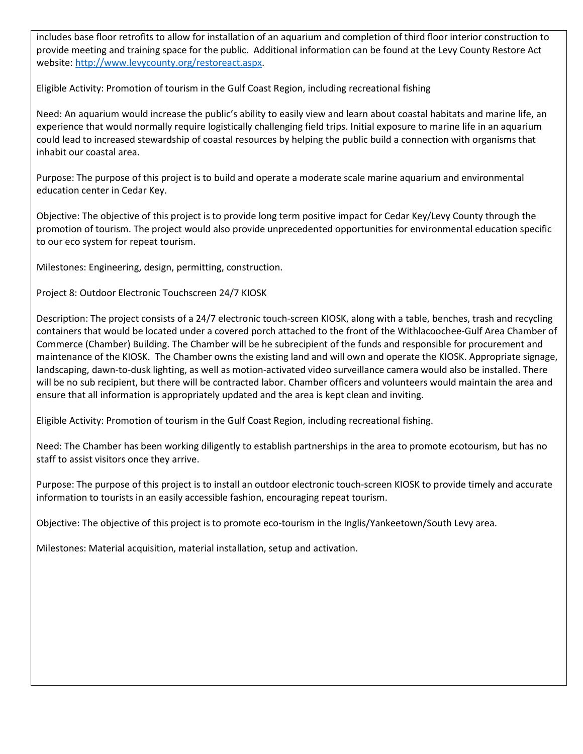includes base floor retrofits to allow for installation of an aquarium and completion of third floor interior construction to provide meeting and training space for the public. Additional information can be found at the Levy County Restore Act website: [http://www.levycounty.org/restoreact.aspx](http://www.levycounty.org/restoreact.aspx).

Eligible Activity: Promotion of tourism in the Gulf Coast Region, including recreational fishing

Need: An aquarium would increase the public's ability to easily view and learn about coastal habitats and marine life, an experience that would normally require logistically challenging field trips. Initial exposure to marine life in an aquarium could lead to increased stewardship of coastal resources by helping the public build a connection with organisms that inhabit our coastal area.

Purpose: The purpose of this project is to build and operate a moderate scale marine aquarium and environmental education center in Cedar Key.

Objective: The objective of this project is to provide long term positive impact for Cedar Key/Levy County through the promotion of tourism. The project would also provide unprecedented opportunities for environmental education specific to our eco system for repeat tourism.

Milestones: Engineering, design, permitting, construction.

Project 8: Outdoor Electronic Touchscreen 24/7 KIOSK

Description: The project consists of a 24/7 electronic touch-screen KIOSK, along with a table, benches, trash and recycling containers that would be located under a covered porch attached to the front of the Withlacoochee-Gulf Area Chamber of Commerce (Chamber) Building. The Chamber will be he subrecipient of the funds and responsible for procurement and maintenance of the KIOSK. The Chamber owns the existing land and will own and operate the KIOSK. Appropriate signage, landscaping, dawn-to-dusk lighting, as well as motion-activated video surveillance camera would also be installed. There will be no sub recipient, but there will be contracted labor. Chamber officers and volunteers would maintain the area and ensure that all information is appropriately updated and the area is kept clean and inviting.

Eligible Activity: Promotion of tourism in the Gulf Coast Region, including recreational fishing.

Need: The Chamber has been working diligently to establish partnerships in the area to promote ecotourism, but has no staff to assist visitors once they arrive.

Purpose: The purpose of this project is to install an outdoor electronic touch-screen KIOSK to provide timely and accurate information to tourists in an easily accessible fashion, encouraging repeat tourism.

Objective: The objective of this project is to promote eco-tourism in the Inglis/Yankeetown/South Levy area.

Milestones: Material acquisition, material installation, setup and activation.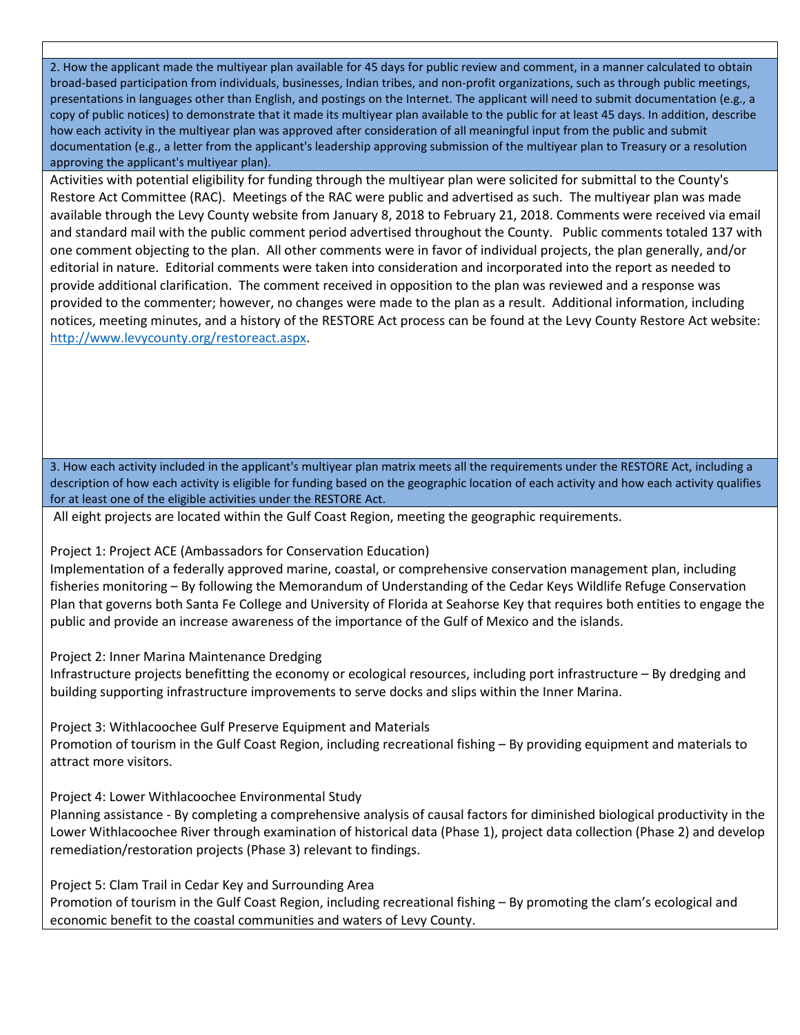**2. How the applicant made the multiyear plan available for 45 days for public review and comment, in a manner calculated to obtain broad-based participation from individuals, businesses, Indian tribes, and non-profit organizations, such as through public meetings, presentations in languages other than English, and postings on the Internet. The applicant will need to submit documentation (e.g., a copy of public notices) to demonstrate that it made its multiyear plan available to the public for at least 45 days. In addition, describe how each activity in the multiyear plan was approved after consideration of all meaningful input from the public and submit documentation (e.g., a letter from the applicant's leadership approving submission of the multiyear plan to Treasury or a resolution approving the applicant's multiyear plan).**

Activities with potential eligibility for funding through the multiyear plan were solicited for submittal to the County's Restore Act Committee (RAC). Meetings of the RAC were public and advertised as such. The multiyear plan was made available through the Levy County website from January 8, 2018 to February 21, 2018. Comments were received via email and standard mail with the public comment period advertised throughout the County. Public comments totaled 137 with one comment objecting to the plan. All other comments were in favor of individual projects, the plan generally, and/or editorial in nature. Editorial comments were taken into consideration and incorporated into the report as needed to provide additional clarification. The comment received in opposition to the plan was reviewed and a response was provided to the commenter; however, no changes were made to the plan as a result. Additional information, including notices, meeting minutes, and a history of the RESTORE Act process can be found at the Levy County Restore Act website: http://www.levycounty.org/restoreact.aspx.

**3. How each activity included in the applicant's multiyear plan matrix meets all the requirements under the RESTORE Act, including a description of how each activity is eligible for funding based on the geographic location of each activity and how each activity qualifies for at least one of the eligible activities under the RESTORE Act.**

All eight projects are located within the Gulf Coast Region, meeting the geographic requirements.

Project 1: Project ACE (Ambassadors for Conservation Education)
Implementation of a federally approved marine, coastal, or comprehensive conservation management plan, including fisheries monitoring – By following the Memorandum of Understanding of the Cedar Keys Wildlife Refuge Conservation Plan that governs both Santa Fe College and University of Florida at Seahorse Key that requires both entities to engage the public and provide an increase awareness of the importance of the Gulf of Mexico and the islands.

Project 2: Inner Marina Maintenance Dredging
Infrastructure projects benefitting the economy or ecological resources, including port infrastructure – By dredging and building supporting infrastructure improvements to serve docks and slips within the Inner Marina.

Project 3: Withlacoochee Gulf Preserve Equipment and Materials
Promotion of tourism in the Gulf Coast Region, including recreational fishing – By providing equipment and materials to attract more visitors.

Project 4: Lower Withlacoochee Environmental Study
Planning assistance - By completing a comprehensive analysis of causal factors for diminished biological productivity in the Lower Withlacoochee River through examination of historical data (Phase 1), project data collection (Phase 2) and develop remediation/restoration projects (Phase 3) relevant to findings.

Project 5: Clam Trail in Cedar Key and Surrounding Area
Promotion of tourism in the Gulf Coast Region, including recreational fishing – By promoting the clam's ecological and economic benefit to the coastal communities and waters of Levy County.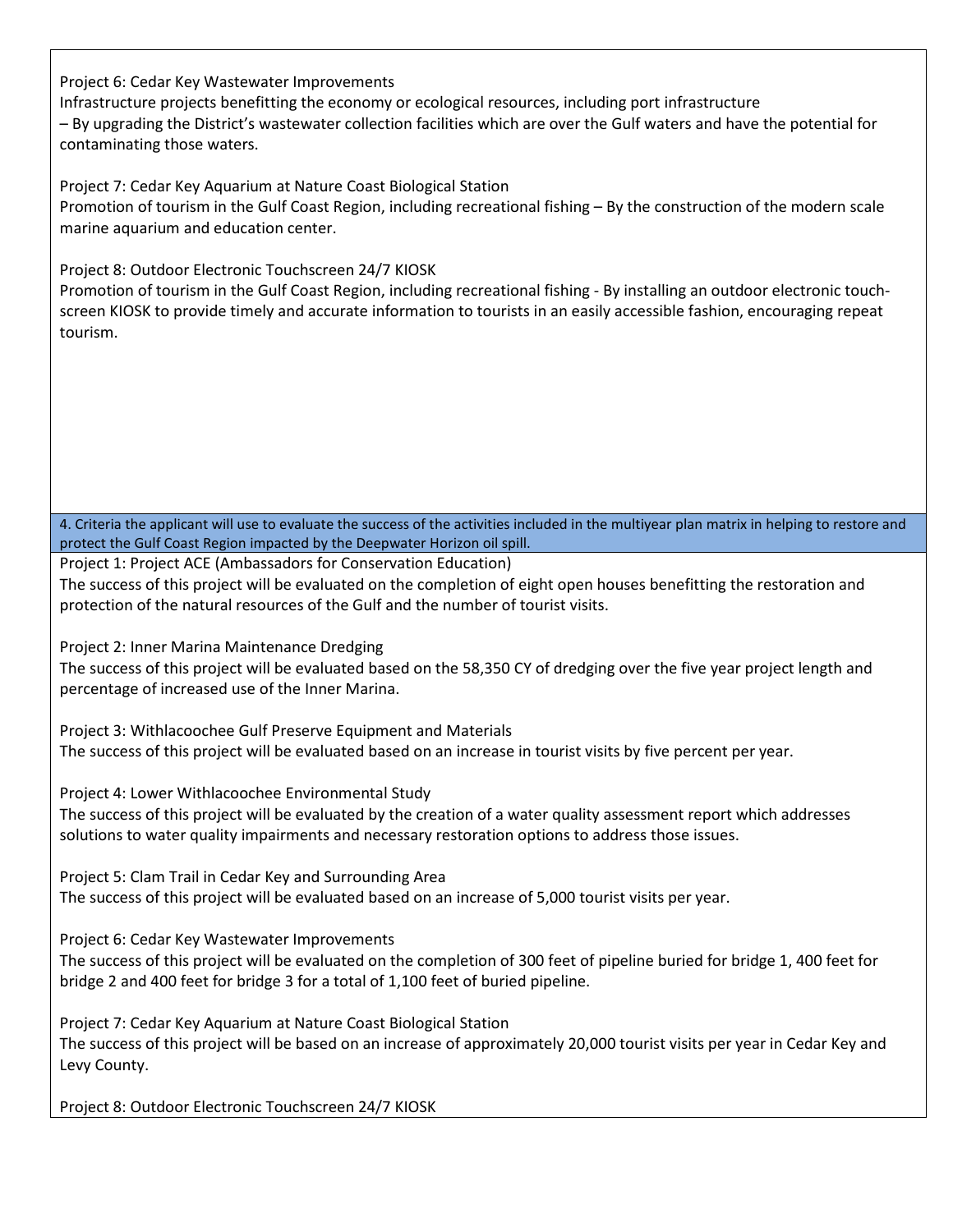Project 6: Cedar Key Wastewater Improvements
Infrastructure projects benefitting the economy or ecological resources, including port infrastructure – By upgrading the District's wastewater collection facilities which are over the Gulf waters and have the potential for contaminating those waters.

Project 7: Cedar Key Aquarium at Nature Coast Biological Station
Promotion of tourism in the Gulf Coast Region, including recreational fishing – By the construction of the modern scale marine aquarium and education center.

Project 8: Outdoor Electronic Touchscreen 24/7 KIOSK
Promotion of tourism in the Gulf Coast Region, including recreational fishing - By installing an outdoor electronic touch-screen KIOSK to provide timely and accurate information to tourists in an easily accessible fashion, encouraging repeat tourism.

**4. Criteria the applicant will use to evaluate the success of the activities included in the multiyear plan matrix in helping to restore and protect the Gulf Coast Region impacted by the Deepwater Horizon oil spill.**

Project 1: Project ACE (Ambassadors for Conservation Education)
The success of this project will be evaluated on the completion of eight open houses benefitting the restoration and protection of the natural resources of the Gulf and the number of tourist visits.

Project 2: Inner Marina Maintenance Dredging
The success of this project will be evaluated based on the 58,350 CY of dredging over the five year project length and percentage of increased use of the Inner Marina.

Project 3: Withlacoochee Gulf Preserve Equipment and Materials
The success of this project will be evaluated based on an increase in tourist visits by five percent per year.

Project 4: Lower Withlacoochee Environmental Study
The success of this project will be evaluated by the creation of a water quality assessment report which addresses solutions to water quality impairments and necessary restoration options to address those issues.

Project 5: Clam Trail in Cedar Key and Surrounding Area
The success of this project will be evaluated based on an increase of 5,000 tourist visits per year.

Project 6: Cedar Key Wastewater Improvements
The success of this project will be evaluated on the completion of 300 feet of pipeline buried for bridge 1, 400 feet for bridge 2 and 400 feet for bridge 3 for a total of 1,100 feet of buried pipeline.

Project 7: Cedar Key Aquarium at Nature Coast Biological Station
The success of this project will be based on an increase of approximately 20,000 tourist visits per year in Cedar Key and Levy County.

Project 8: Outdoor Electronic Touchscreen 24/7 KIOSK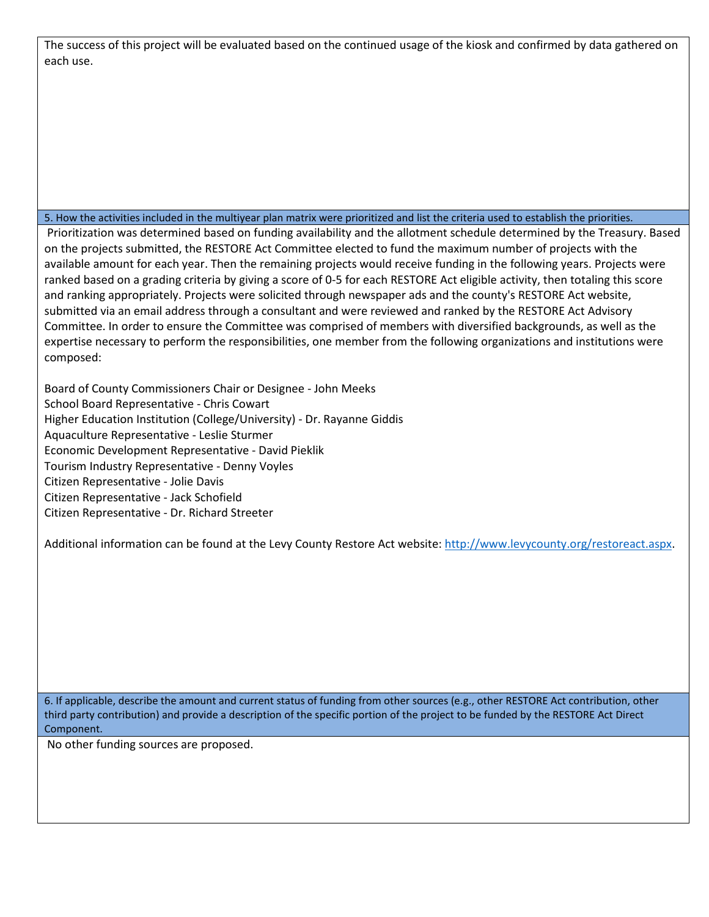The success of this project will be evaluated based on the continued usage of the kiosk and confirmed by data gathered on each use.

**5. How the activities included in the multiyear plan matrix were prioritized and list the criteria used to establish the priorities.**

Prioritization was determined based on funding availability and the allotment schedule determined by the Treasury. Based on the projects submitted, the RESTORE Act Committee elected to fund the maximum number of projects with the available amount for each year. Then the remaining projects would receive funding in the following years. Projects were ranked based on a grading criteria by giving a score of 0-5 for each RESTORE Act eligible activity, then totaling this score and ranking appropriately. Projects were solicited through newspaper ads and the county's RESTORE Act website, submitted via an email address through a consultant and were reviewed and ranked by the RESTORE Act Advisory Committee. In order to ensure the Committee was comprised of members with diversified backgrounds, as well as the expertise necessary to perform the responsibilities, one member from the following organizations and institutions were composed:

Board of County Commissioners Chair or Designee - John Meeks
School Board Representative - Chris Cowart
Higher Education Institution (College/University) - Dr. Rayanne Giddis
Aquaculture Representative - Leslie Sturmer
Economic Development Representative - David Pieklik
Tourism Industry Representative - Denny Voyles
Citizen Representative - Jolie Davis
Citizen Representative - Jack Schofield
Citizen Representative - Dr. Richard Streeter

Additional information can be found at the Levy County Restore Act website: http://www.levycounty.org/restoreact.aspx.

**6. If applicable, describe the amount and current status of funding from other sources (e.g., other RESTORE Act contribution, other third party contribution) and provide a description of the specific portion of the project to be funded by the RESTORE Act Direct Component.**

No other funding sources are proposed.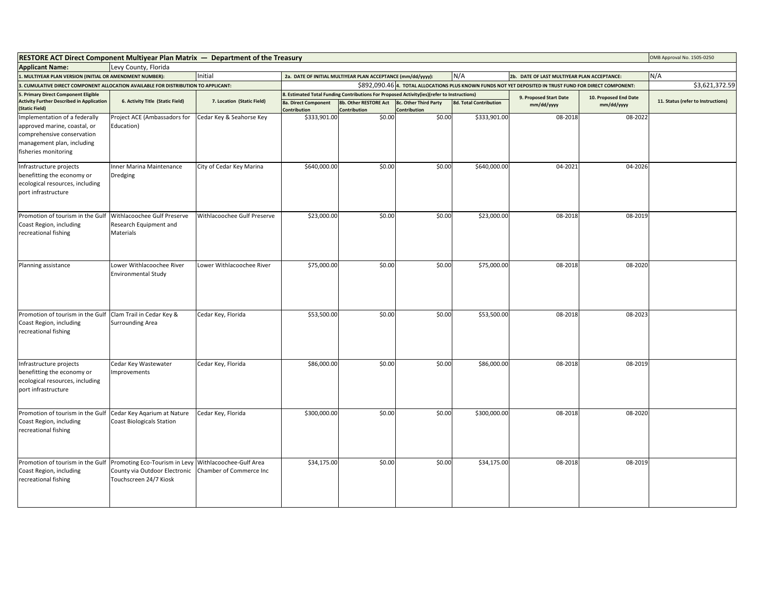| **RESTORE ACT Direct Component Multiyear Plan Matrix — Department of the Treasury** | | | | | | | | | | OMB Approval No. 1505-0250 |
|---|---|---|---|---|---|---|---|---|---|---|
| **Applicant Name:** | Levy County, Florida | | | | | | | | | |
| **1. MULTIYEAR PLAN VERSION (INITIAL OR AMENDMENT NUMBER):** | | Initial | **2a. DATE OF INITIAL MULTIYEAR PLAN ACCEPTANCE (mm/dd/yyyy):** | | | N/A | **2b. DATE OF LAST MULTIYEAR PLAN ACCEPTANCE:** | | | N/A |
| **3. CUMULATIVE DIRECT COMPONENT ALLOCATION AVAILABLE FOR DISTRIBUTION TO APPLICANT:** | | | | | $892,090.46 | **4. TOTAL ALLOCATIONS PLUS KNOWN FUNDS NOT YET DEPOSITED IN TRUST FUND FOR DIRECT COMPONENT:** | | | | $3,621,372.59 |
| **5. Primary Direct Component Eligible Activity Further Described in Application (Static Field)** | **6. Activity Title (Static Field)** | **7. Location (Static Field)** | **8. Estimated Total Funding Contributions For Proposed Activity(ies)(refer to Instructions)** | | | | **9. Proposed Start Date mm/dd/yyyy** | **10. Proposed End Date mm/dd/yyyy** | **11. Status (refer to Instructions)** | |
| | | | **8a. Direct Component Contribution** | **8b. Other RESTORE Act Contribution** | **8c. Other Third Party Contribution** | **8d. Total Contribution** | | | | |
| Implementation of a federally approved marine, coastal, or comprehensive conservation management plan, including fisheries monitoring | Project ACE (Ambassadors for Education) | Cedar Key & Seahorse Key | $333,901.00 | $0.00 | $0.00 | $333,901.00 | 08-2018 | 08-2022 | | |
| Infrastructure projects benefitting the economy or ecological resources, including port infrastructure | Inner Marina Maintenance Dredging | City of Cedar Key Marina | $640,000.00 | $0.00 | $0.00 | $640,000.00 | 04-2021 | 04-2026 | | |
| Promotion of tourism in the Gulf Coast Region, including recreational fishing | Withlacoochee Gulf Preserve Research Equipment and Materials | Withlacoochee Gulf Preserve | $23,000.00 | $0.00 | $0.00 | $23,000.00 | 08-2018 | 08-2019 | | |
| Planning assistance | Lower Withlacoochee River Environmental Study | Lower Withlacoochee River | $75,000.00 | $0.00 | $0.00 | $75,000.00 | 08-2018 | 08-2020 | | |
| Promotion of tourism in the Gulf Coast Region, including recreational fishing | Clam Trail in Cedar Key & Surrounding Area | Cedar Key, Florida | $53,500.00 | $0.00 | $0.00 | $53,500.00 | 08-2018 | 08-2023 | | |
| Infrastructure projects benefitting the economy or ecological resources, including port infrastructure | Cedar Key Wastewater Improvements | Cedar Key, Florida | $86,000.00 | $0.00 | $0.00 | $86,000.00 | 08-2018 | 08-2019 | | |
| Promotion of tourism in the Gulf Coast Region, including recreational fishing | Cedar Key Aqarium at Nature Coast Biologicals Station | Cedar Key, Florida | $300,000.00 | $0.00 | $0.00 | $300,000.00 | 08-2018 | 08-2020 | | |
| Promotion of tourism in the Gulf Coast Region, including recreational fishing | Promoting Eco-Tourism in Levy County via Outdoor Electronic Touchscreen 24/7 Kiosk | Withlacoochee-Gulf Area Chamber of Commerce Inc | $34,175.00 | $0.00 | $0.00 | $34,175.00 | 08-2018 | 08-2019 | | |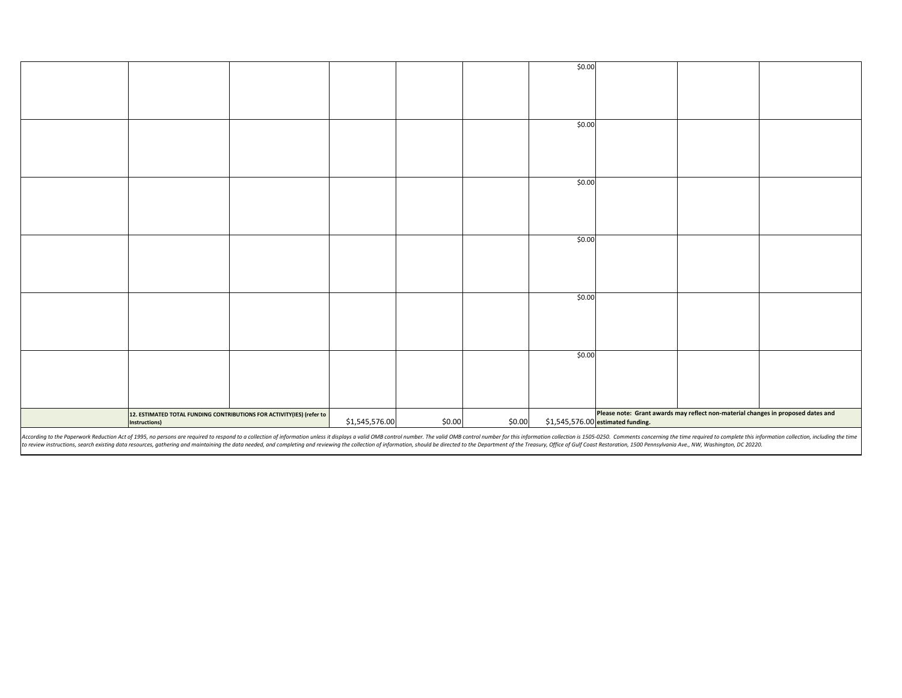| | | | | | | | | | |
|---|---|---|---|---|---|---|---|---|---|
| | | | | | | $0.00 | | | |
| | | | | | | $0.00 | | | |
| | | | | | | $0.00 | | | |
| | | | | | | $0.00 | | | |
| | | | | | | $0.00 | | | |
| | | | | | | $0.00 | | | |
| | **12. ESTIMATED TOTAL FUNDING CONTRIBUTIONS FOR ACTIVITY(IES) (refer to Instructions)** | | $1,545,576.00 | $0.00 | $0.00 | $1,545,576.00 | **Please note: Grant awards may reflect non-material changes in proposed dates and estimated funding.** | | |

*According to the Paperwork Reduction Act of 1995, no persons are required to respond to a collection of information unless it displays a valid OMB control number. The valid OMB control number for this information collection is 1505-0250. Comments concerning the time required to complete this information collection, including the time to review instructions, search existing data resources, gathering and maintaining the data needed, and completing and reviewing the collection of information, should be directed to the Department of the Treasury, Office of Gulf Coast Restoration, 1500 Pennsylvania Ave., NW, Washington, DC 20220.*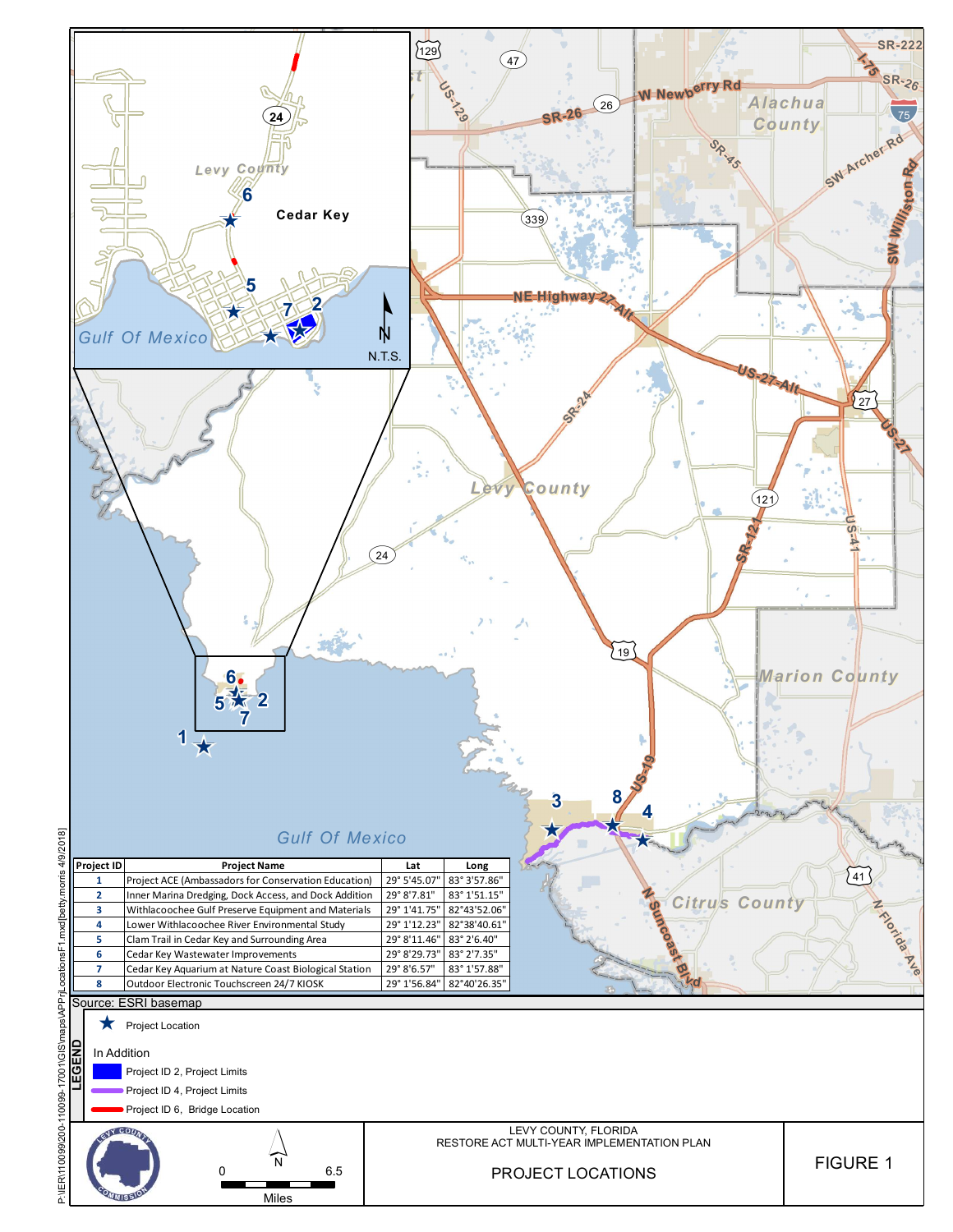| Project ID | Project Name | Lat | Long |
|---|---|---|---|
| 1 | Project ACE (Ambassadors for Conservation Education) | 29° 5'45.07" | 83° 3'57.86" |
| 2 | Inner Marina Dredging, Dock Access, and Dock Addition | 29° 8'7.81" | 83° 1'51.15" |
| 3 | Withlacoochee Gulf Preserve Equipment and Materials | 29° 1'41.75" | 82°43'52.06" |
| 4 | Lower Withlacoochee River Environmental Study | 29° 1'12.23" | 82°38'40.61" |
| 5 | Clam Trail in Cedar Key and Surrounding Area | 29° 8'11.46" | 83° 2'6.40" |
| 6 | Cedar Key Wastewater Improvements | 29° 8'29.73" | 83° 2'7.35" |
| 7 | Cedar Key Aquarium at Nature Coast Biological Station | 29° 8'6.57" | 83° 1'57.88" |
| 8 | Outdoor Electronic Touchscreen 24/7 KIOSK | 29° 1'56.84" | 82°40'26.35" |

Source: ESRI basemap

LEGEND

★ Project Location

In Addition

Project ID 2, Project Limits

Project ID 4, Project Limits

Project ID 6, Bridge Location

0 6.5

Miles

LEVY COUNTY, FLORIDA
RESTORE ACT MULTI-YEAR IMPLEMENTATION PLAN

PROJECT LOCATIONS

FIGURE 1

P:\IER\110099\200-110099-17001\GIS\maps\APPrjLocationsF1.mxd[betty.morris 4/9/2018]